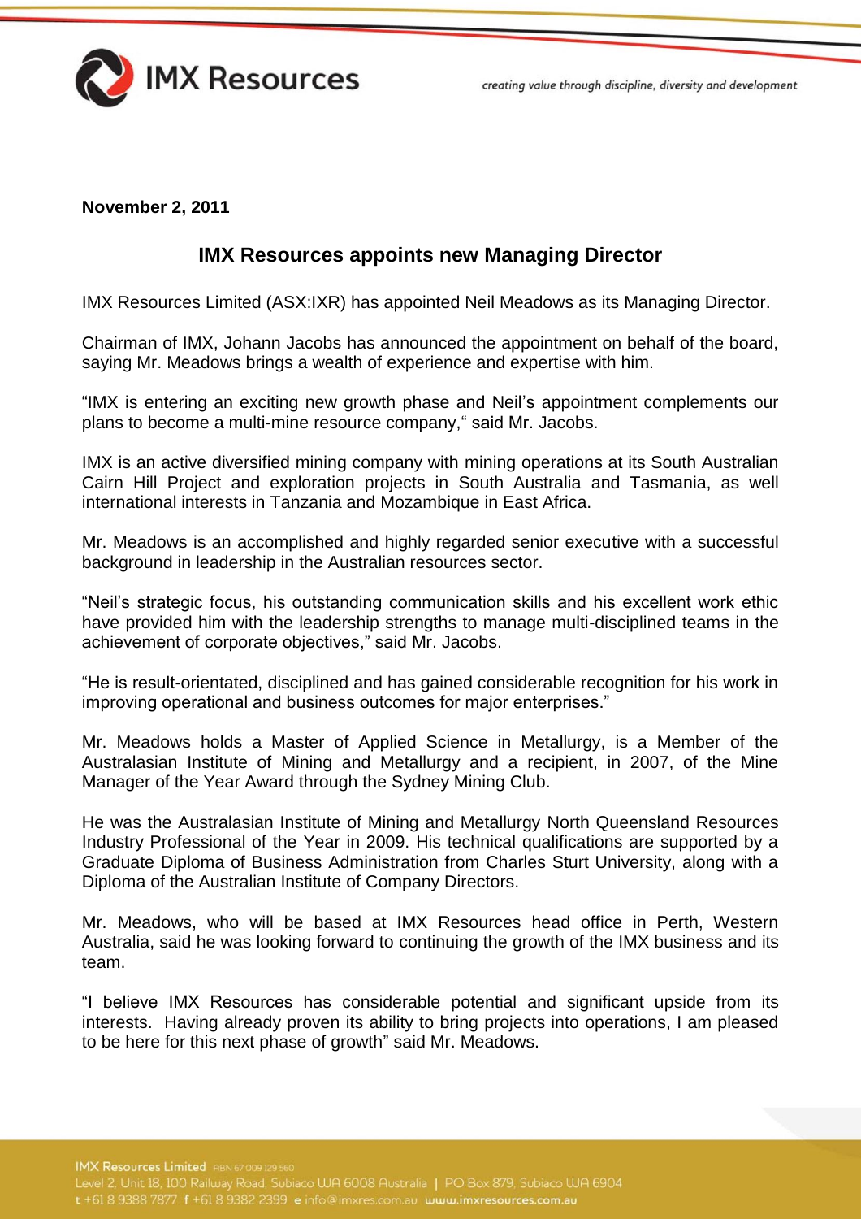**November 2, 2011**

## IMX Resources appoints new Managing Director

IMX Resources Limited (ASX:IXR) has appointed Neil Meadows as its Managing Director.

Chairman of IMX, Johann Jacobs has announced the appointment on behalf of the board, saying Mr. Meadows brings a wealth of experience and expertise with him.

"IMX is entering an exciting new growth phase and Neil's appointment complements our plans to become a multi-mine resource company," said Mr. Jacobs.

IMX is an active diversified mining company with mining operations at its South Australian Cairn Hill Project and exploration projects in South Australia and Tasmania, as well international interests in Tanzania and Mozambique in East Africa.

Mr. Meadows is an accomplished and highly regarded senior executive with a successful background in leadership in the Australian resources sector.

"Neil's strategic focus, his outstanding communication skills and his excellent work ethic have provided him with the leadership strengths to manage multi-disciplined teams in the achievement of corporate objectives," said Mr. Jacobs.

"He is result-orientated, disciplined and has gained considerable recognition for his work in improving operational and business outcomes for major enterprises."

Mr. Meadows holds a Master of Applied Science in Metallurgy, is a Member of the Australasian Institute of Mining and Metallurgy and a recipient, in 2007, of the Mine Manager of the Year Award through the Sydney Mining Club.

He was the Australasian Institute of Mining and Metallurgy North Queensland Resources Industry Professional of the Year in 2009. His technical qualifications are supported by a Graduate Diploma of Business Administration from Charles Sturt University, along with a Diploma of the Australian Institute of Company Directors.

Mr. Meadows, who will be based at IMX Resources head office in Perth, Western Australia, said he was looking forward to continuing the growth of the IMX business and its team.

"I believe IMX Resources has considerable potential and significant upside from its interests. Having already proven its ability to bring projects into operations, I am pleased to be here for this next phase of growth" said Mr. Meadows.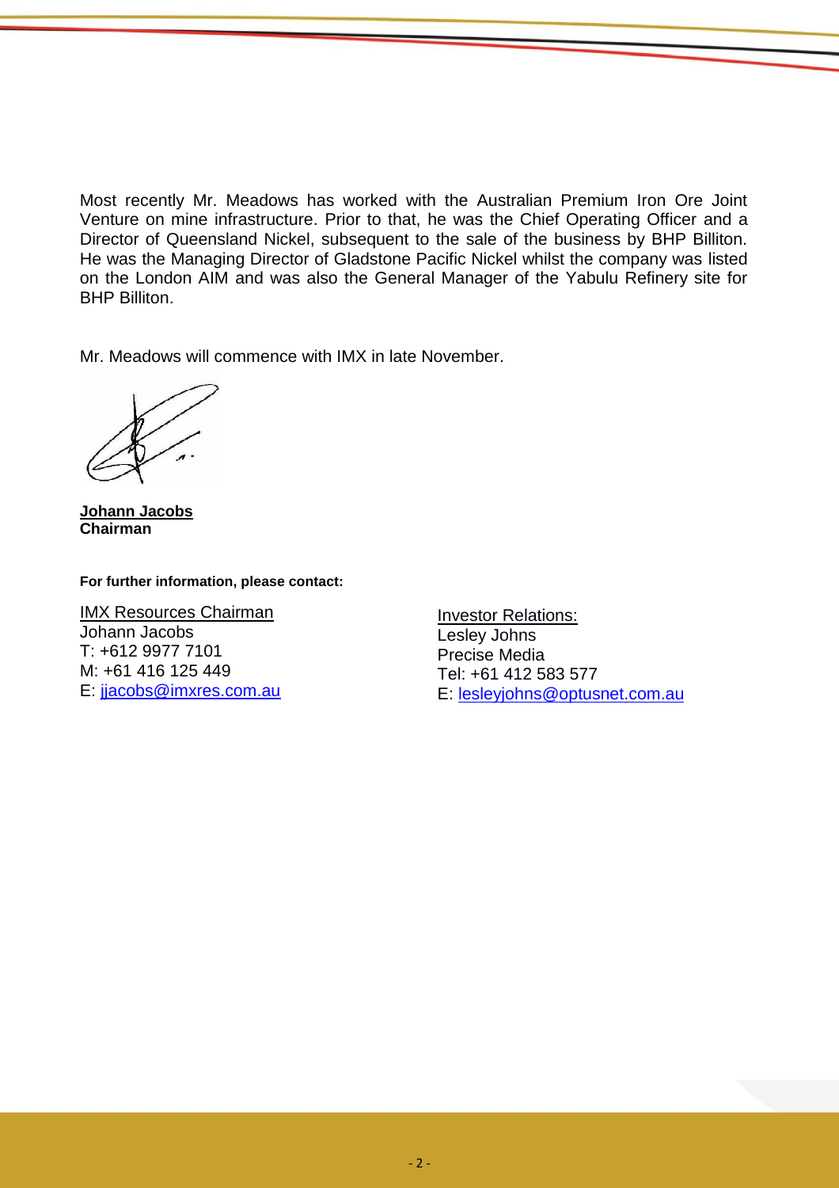Most recently Mr. Meadows has worked with the Australian Premium Iron Ore Joint Venture on mine infrastructure. Prior to that, he was the Chief Operating Officer and a Director of Queensland Nickel, subsequent to the sale of the business by BHP Billiton. He was the Managing Director of Gladstone Pacific Nickel whilst the company was listed on the London AIM and was also the General Manager of the Yabulu Refinery site for BHP Billiton.

Mr. Meadows will commence with IMX in late November.

**Johann Jacobs**
**Chairman**

**For further information, please contact:**

IMX Resources Chairman
Johann Jacobs
T: +612 9977 7101
M: +61 416 125 449
E: jjacobs@imxres.com.au

Investor Relations:
Lesley Johns
Precise Media
Tel: +61 412 583 577
E: lesleyjohns@optusnet.com.au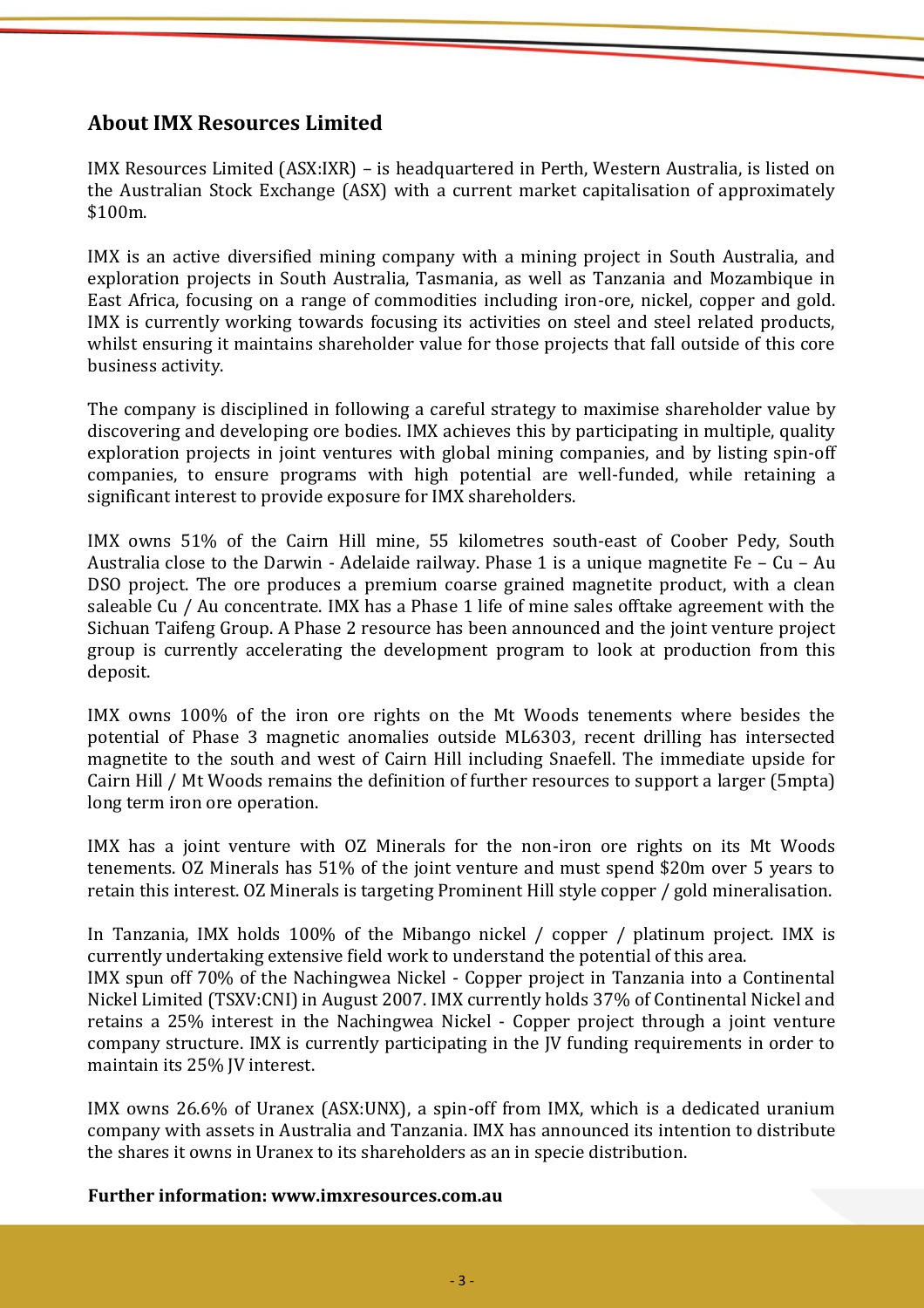## About IMX Resources Limited

IMX Resources Limited (ASX:IXR) – is headquartered in Perth, Western Australia, is listed on the Australian Stock Exchange (ASX) with a current market capitalisation of approximately $100m.

IMX is an active diversified mining company with a mining project in South Australia, and exploration projects in South Australia, Tasmania, as well as Tanzania and Mozambique in East Africa, focusing on a range of commodities including iron-ore, nickel, copper and gold. IMX is currently working towards focusing its activities on steel and steel related products, whilst ensuring it maintains shareholder value for those projects that fall outside of this core business activity.

The company is disciplined in following a careful strategy to maximise shareholder value by discovering and developing ore bodies. IMX achieves this by participating in multiple, quality exploration projects in joint ventures with global mining companies, and by listing spin-off companies, to ensure programs with high potential are well-funded, while retaining a significant interest to provide exposure for IMX shareholders.

IMX owns 51% of the Cairn Hill mine, 55 kilometres south-east of Coober Pedy, South Australia close to the Darwin - Adelaide railway. Phase 1 is a unique magnetite Fe – Cu – Au DSO project. The ore produces a premium coarse grained magnetite product, with a clean saleable Cu / Au concentrate. IMX has a Phase 1 life of mine sales offtake agreement with the Sichuan Taifeng Group. A Phase 2 resource has been announced and the joint venture project group is currently accelerating the development program to look at production from this deposit.

IMX owns 100% of the iron ore rights on the Mt Woods tenements where besides the potential of Phase 3 magnetic anomalies outside ML6303, recent drilling has intersected magnetite to the south and west of Cairn Hill including Snaefell. The immediate upside for Cairn Hill / Mt Woods remains the definition of further resources to support a larger (5mpta) long term iron ore operation.

IMX has a joint venture with OZ Minerals for the non-iron ore rights on its Mt Woods tenements. OZ Minerals has 51% of the joint venture and must spend $20m over 5 years to retain this interest. OZ Minerals is targeting Prominent Hill style copper / gold mineralisation.

In Tanzania, IMX holds 100% of the Mibango nickel / copper / platinum project. IMX is currently undertaking extensive field work to understand the potential of this area.
IMX spun off 70% of the Nachingwea Nickel - Copper project in Tanzania into a Continental Nickel Limited (TSXV:CNI) in August 2007. IMX currently holds 37% of Continental Nickel and retains a 25% interest in the Nachingwea Nickel - Copper project through a joint venture company structure. IMX is currently participating in the JV funding requirements in order to maintain its 25% JV interest.

IMX owns 26.6% of Uranex (ASX:UNX), a spin-off from IMX, which is a dedicated uranium company with assets in Australia and Tanzania. IMX has announced its intention to distribute the shares it owns in Uranex to its shareholders as an in specie distribution.

**Further information: www.imxresources.com.au**